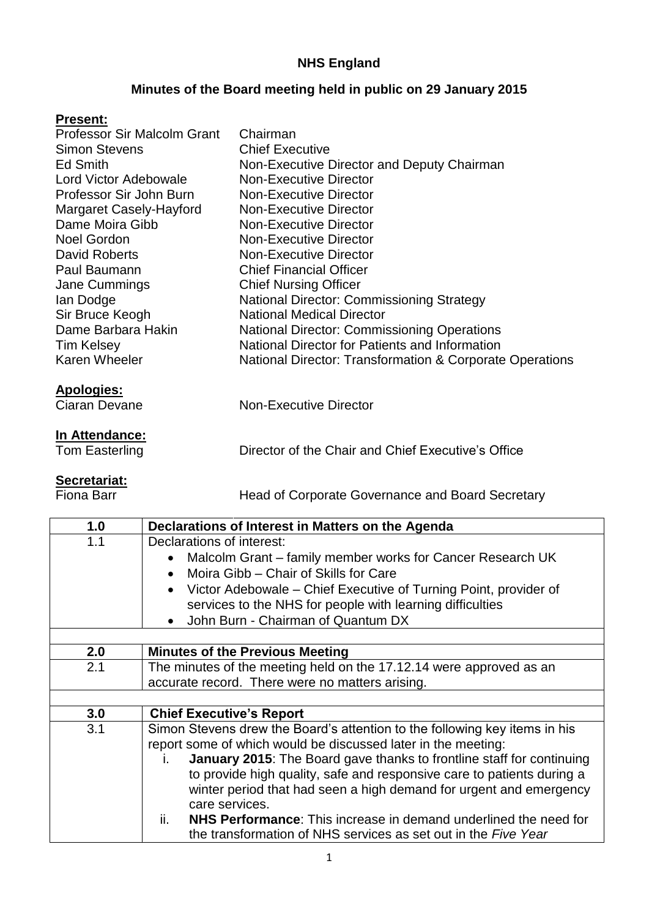# NHS England

## Minutes of the Board meeting held in public on 29 January 2015

**Present:**

| | |
|---|---|
| Professor Sir Malcolm Grant | Chairman |
| Simon Stevens | Chief Executive |
| Ed Smith | Non-Executive Director and Deputy Chairman |
| Lord Victor Adebowale | Non-Executive Director |
| Professor Sir John Burn | Non-Executive Director |
| Margaret Casely-Hayford | Non-Executive Director |
| Dame Moira Gibb | Non-Executive Director |
| Noel Gordon | Non-Executive Director |
| David Roberts | Non-Executive Director |
| Paul Baumann | Chief Financial Officer |
| Jane Cummings | Chief Nursing Officer |
| Ian Dodge | National Director: Commissioning Strategy |
| Sir Bruce Keogh | National Medical Director |
| Dame Barbara Hakin | National Director: Commissioning Operations |
| Tim Kelsey | National Director for Patients and Information |
| Karen Wheeler | National Director: Transformation & Corporate Operations |

**Apologies:**

| | |
|---|---|
| Ciaran Devane | Non-Executive Director |

**In Attendance:**

| | |
|---|---|
| Tom Easterling | Director of the Chair and Chief Executive's Office |

**Secretariat:**

| | |
|---|---|
| Fiona Barr | Head of Corporate Governance and Board Secretary |

| | |
|---|---|
| **1.0** | **Declarations of Interest in Matters on the Agenda** |
| 1.1 | Declarations of interest:<br>• Malcolm Grant – family member works for Cancer Research UK<br>• Moira Gibb – Chair of Skills for Care<br>• Victor Adebowale – Chief Executive of Turning Point, provider of services to the NHS for people with learning difficulties<br>• John Burn - Chairman of Quantum DX |
| | |
| **2.0** | **Minutes of the Previous Meeting** |
| 2.1 | The minutes of the meeting held on the 17.12.14 were approved as an accurate record. There were no matters arising. |
| | |
| **3.0** | **Chief Executive's Report** |
| 3.1 | Simon Stevens drew the Board's attention to the following key items in his report some of which would be discussed later in the meeting:<br>i. **January 2015**: The Board gave thanks to frontline staff for continuing to provide high quality, safe and responsive care to patients during a winter period that had seen a high demand for urgent and emergency care services.<br>ii. **NHS Performance**: This increase in demand underlined the need for the transformation of NHS services as set out in the *Five Year* |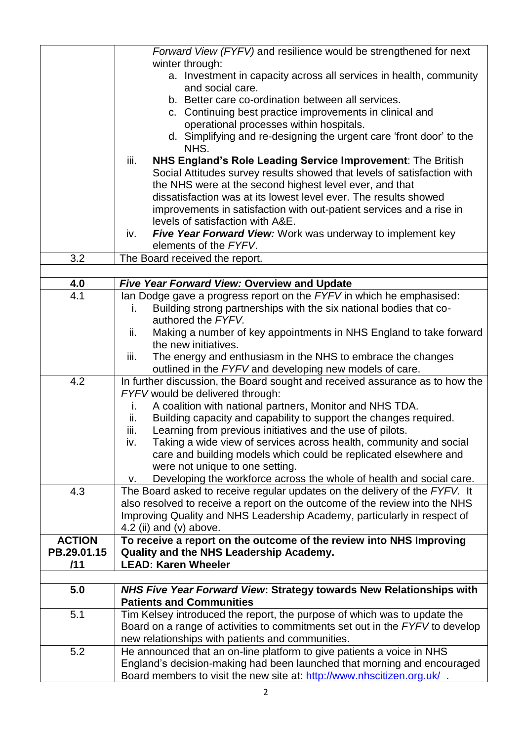| | |
|---|---|
| | *Forward View (FYFV)* and resilience would be strengthened for next winter through:<br>a. Investment in capacity across all services in health, community and social care.<br>b. Better care co-ordination between all services.<br>c. Continuing best practice improvements in clinical and operational processes within hospitals.<br>d. Simplifying and re-designing the urgent care 'front door' to the NHS.<br>iii. **NHS England's Role Leading Service Improvement**: The British Social Attitudes survey results showed that levels of satisfaction with the NHS were at the second highest level ever, and that dissatisfaction was at its lowest level ever. The results showed improvements in satisfaction with out-patient services and a rise in levels of satisfaction with A&E.<br>iv. ***Five Year Forward View:*** Work was underway to implement key elements of the *FYFV*. |
| 3.2 | The Board received the report. |
| | |
| **4.0** | ***Five Year Forward View:* Overview and Update** |
| 4.1 | Ian Dodge gave a progress report on the *FYFV* in which he emphasised:<br>i. Building strong partnerships with the six national bodies that co-authored the *FYFV.*<br>ii. Making a number of key appointments in NHS England to take forward the new initiatives.<br>iii. The energy and enthusiasm in the NHS to embrace the changes outlined in the *FYFV* and developing new models of care. |
| 4.2 | In further discussion, the Board sought and received assurance as to how the *FYFV* would be delivered through:<br>i. A coalition with national partners, Monitor and NHS TDA.<br>ii. Building capacity and capability to support the changes required.<br>iii. Learning from previous initiatives and the use of pilots.<br>iv. Taking a wide view of services across health, community and social care and building models which could be replicated elsewhere and were not unique to one setting.<br>v. Developing the workforce across the whole of health and social care. |
| 4.3 | The Board asked to receive regular updates on the delivery of the *FYFV.* It also resolved to receive a report on the outcome of the review into the NHS Improving Quality and NHS Leadership Academy, particularly in respect of 4.2 (ii) and (v) above. |
| **ACTION PB.29.01.15 /11** | **To receive a report on the outcome of the review into NHS Improving Quality and the NHS Leadership Academy.**<br>**LEAD: Karen Wheeler** |
| | |
| **5.0** | ***NHS Five Year Forward View*: Strategy towards New Relationships with Patients and Communities** |
| 5.1 | Tim Kelsey introduced the report, the purpose of which was to update the Board on a range of activities to commitments set out in the *FYFV* to develop new relationships with patients and communities. |
| 5.2 | He announced that an on-line platform to give patients a voice in NHS England's decision-making had been launched that morning and encouraged Board members to visit the new site at: http://www.nhscitizen.org.uk/ . |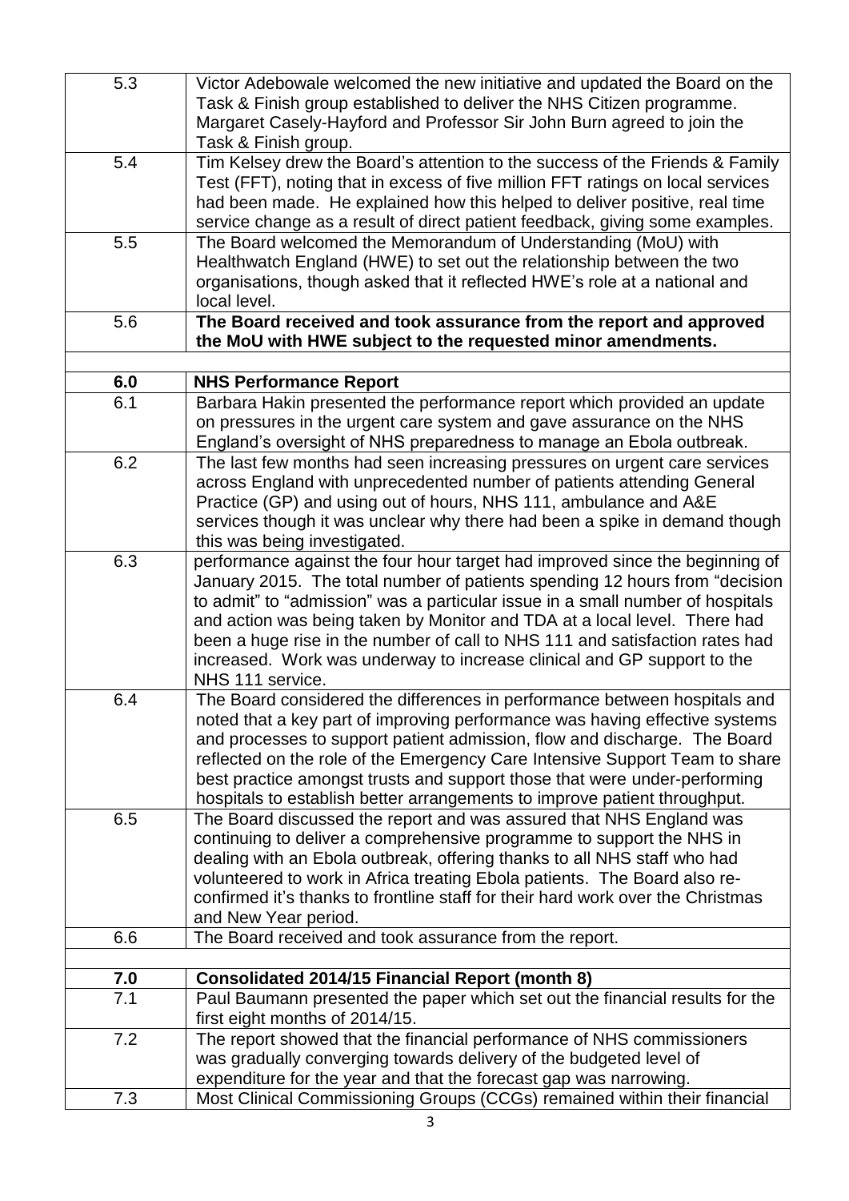| | |
|---|---|
| 5.3 | Victor Adebowale welcomed the new initiative and updated the Board on the Task & Finish group established to deliver the NHS Citizen programme. Margaret Casely-Hayford and Professor Sir John Burn agreed to join the Task & Finish group. |
| 5.4 | Tim Kelsey drew the Board's attention to the success of the Friends & Family Test (FFT), noting that in excess of five million FFT ratings on local services had been made. He explained how this helped to deliver positive, real time service change as a result of direct patient feedback, giving some examples. |
| 5.5 | The Board welcomed the Memorandum of Understanding (MoU) with Healthwatch England (HWE) to set out the relationship between the two organisations, though asked that it reflected HWE's role at a national and local level. |
| 5.6 | **The Board received and took assurance from the report and approved the MoU with HWE subject to the requested minor amendments.** |
| | |
| **6.0** | **NHS Performance Report** |
| 6.1 | Barbara Hakin presented the performance report which provided an update on pressures in the urgent care system and gave assurance on the NHS England's oversight of NHS preparedness to manage an Ebola outbreak. |
| 6.2 | The last few months had seen increasing pressures on urgent care services across England with unprecedented number of patients attending General Practice (GP) and using out of hours, NHS 111, ambulance and A&E services though it was unclear why there had been a spike in demand though this was being investigated. |
| 6.3 | performance against the four hour target had improved since the beginning of January 2015. The total number of patients spending 12 hours from "decision to admit" to "admission" was a particular issue in a small number of hospitals and action was being taken by Monitor and TDA at a local level. There had been a huge rise in the number of call to NHS 111 and satisfaction rates had increased. Work was underway to increase clinical and GP support to the NHS 111 service. |
| 6.4 | The Board considered the differences in performance between hospitals and noted that a key part of improving performance was having effective systems and processes to support patient admission, flow and discharge. The Board reflected on the role of the Emergency Care Intensive Support Team to share best practice amongst trusts and support those that were under-performing hospitals to establish better arrangements to improve patient throughput. |
| 6.5 | The Board discussed the report and was assured that NHS England was continuing to deliver a comprehensive programme to support the NHS in dealing with an Ebola outbreak, offering thanks to all NHS staff who had volunteered to work in Africa treating Ebola patients. The Board also re-confirmed it's thanks to frontline staff for their hard work over the Christmas and New Year period. |
| 6.6 | The Board received and took assurance from the report. |
| | |
| **7.0** | **Consolidated 2014/15 Financial Report (month 8)** |
| 7.1 | Paul Baumann presented the paper which set out the financial results for the first eight months of 2014/15. |
| 7.2 | The report showed that the financial performance of NHS commissioners was gradually converging towards delivery of the budgeted level of expenditure for the year and that the forecast gap was narrowing. |
| 7.3 | Most Clinical Commissioning Groups (CCGs) remained within their financial |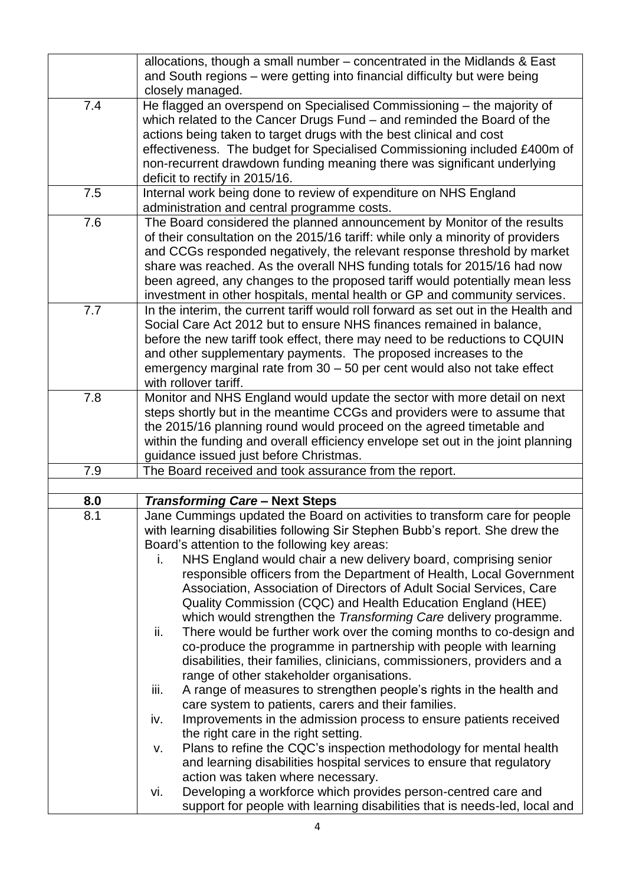| | |
|---|---|
| | allocations, though a small number – concentrated in the Midlands & East and South regions – were getting into financial difficulty but were being closely managed. |
| 7.4 | He flagged an overspend on Specialised Commissioning – the majority of which related to the Cancer Drugs Fund – and reminded the Board of the actions being taken to target drugs with the best clinical and cost effectiveness. The budget for Specialised Commissioning included £400m of non-recurrent drawdown funding meaning there was significant underlying deficit to rectify in 2015/16. |
| 7.5 | Internal work being done to review of expenditure on NHS England administration and central programme costs. |
| 7.6 | The Board considered the planned announcement by Monitor of the results of their consultation on the 2015/16 tariff: while only a minority of providers and CCGs responded negatively, the relevant response threshold by market share was reached. As the overall NHS funding totals for 2015/16 had now been agreed, any changes to the proposed tariff would potentially mean less investment in other hospitals, mental health or GP and community services. |
| 7.7 | In the interim, the current tariff would roll forward as set out in the Health and Social Care Act 2012 but to ensure NHS finances remained in balance, before the new tariff took effect, there may need to be reductions to CQUIN and other supplementary payments. The proposed increases to the emergency marginal rate from 30 – 50 per cent would also not take effect with rollover tariff. |
| 7.8 | Monitor and NHS England would update the sector with more detail on next steps shortly but in the meantime CCGs and providers were to assume that the 2015/16 planning round would proceed on the agreed timetable and within the funding and overall efficiency envelope set out in the joint planning guidance issued just before Christmas. |
| 7.9 | The Board received and took assurance from the report. |
| | |
| **8.0** | ***Transforming Care* – Next Steps** |
| 8.1 | Jane Cummings updated the Board on activities to transform care for people with learning disabilities following Sir Stephen Bubb's report. She drew the Board's attention to the following key areas:<br>i. NHS England would chair a new delivery board, comprising senior responsible officers from the Department of Health, Local Government Association, Association of Directors of Adult Social Services, Care Quality Commission (CQC) and Health Education England (HEE) which would strengthen the *Transforming Care* delivery programme.<br>ii. There would be further work over the coming months to co-design and co-produce the programme in partnership with people with learning disabilities, their families, clinicians, commissioners, providers and a range of other stakeholder organisations.<br>iii. A range of measures to strengthen people's rights in the health and care system to patients, carers and their families.<br>iv. Improvements in the admission process to ensure patients received the right care in the right setting.<br>v. Plans to refine the CQC's inspection methodology for mental health and learning disabilities hospital services to ensure that regulatory action was taken where necessary.<br>vi. Developing a workforce which provides person-centred care and support for people with learning disabilities that is needs-led, local and |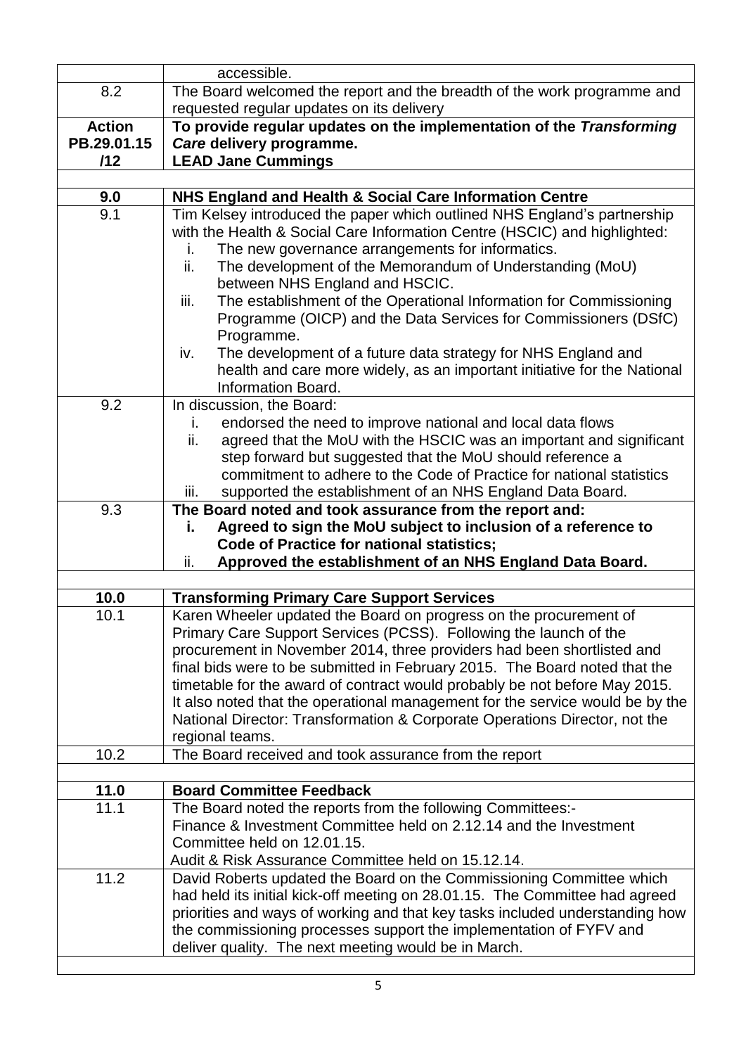| | |
|---|---|
| | accessible. |
| 8.2 | The Board welcomed the report and the breadth of the work programme and requested regular updates on its delivery |
| **Action PB.29.01.15 /12** | **To provide regular updates on the implementation of the *Transforming Care* delivery programme.** <br> **LEAD Jane Cummings** |
| | |
| **9.0** | **NHS England and Health & Social Care Information Centre** |
| 9.1 | Tim Kelsey introduced the paper which outlined NHS England's partnership with the Health & Social Care Information Centre (HSCIC) and highlighted: <br> i. The new governance arrangements for informatics. <br> ii. The development of the Memorandum of Understanding (MoU) between NHS England and HSCIC. <br> iii. The establishment of the Operational Information for Commissioning Programme (OICP) and the Data Services for Commissioners (DSfC) Programme. <br> iv. The development of a future data strategy for NHS England and health and care more widely, as an important initiative for the National Information Board. |
| 9.2 | In discussion, the Board: <br> i. endorsed the need to improve national and local data flows <br> ii. agreed that the MoU with the HSCIC was an important and significant step forward but suggested that the MoU should reference a commitment to adhere to the Code of Practice for national statistics <br> iii. supported the establishment of an NHS England Data Board. |
| 9.3 | **The Board noted and took assurance from the report and:** <br> **i. Agreed to sign the MoU subject to inclusion of a reference to Code of Practice for national statistics;** <br> ii. **Approved the establishment of an NHS England Data Board.** |
| | |
| **10.0** | **Transforming Primary Care Support Services** |
| 10.1 | Karen Wheeler updated the Board on progress on the procurement of Primary Care Support Services (PCSS). Following the launch of the procurement in November 2014, three providers had been shortlisted and final bids were to be submitted in February 2015. The Board noted that the timetable for the award of contract would probably be not before May 2015. It also noted that the operational management for the service would be by the National Director: Transformation & Corporate Operations Director, not the regional teams. |
| 10.2 | The Board received and took assurance from the report |
| | |
| **11.0** | **Board Committee Feedback** |
| 11.1 | The Board noted the reports from the following Committees:- <br> Finance & Investment Committee held on 2.12.14 and the Investment Committee held on 12.01.15. <br> Audit & Risk Assurance Committee held on 15.12.14. |
| 11.2 | David Roberts updated the Board on the Commissioning Committee which had held its initial kick-off meeting on 28.01.15. The Committee had agreed priorities and ways of working and that key tasks included understanding how the commissioning processes support the implementation of FYFV and deliver quality. The next meeting would be in March. |
| | |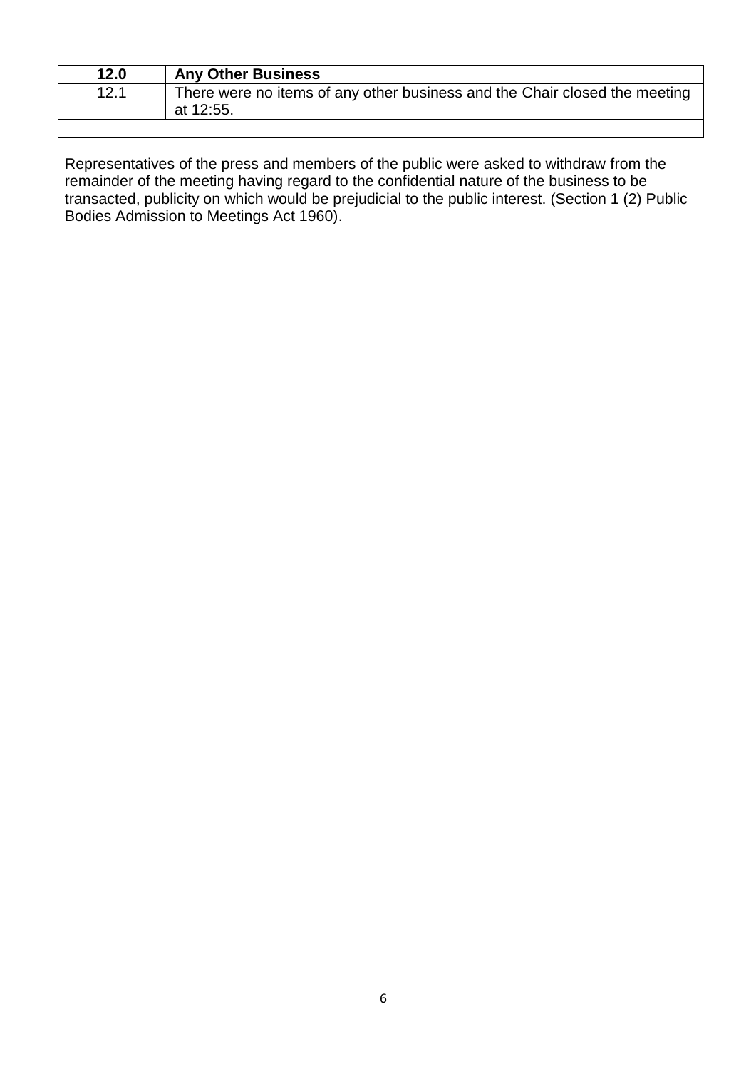| 12.0 | **Any Other Business** |
| --- | --- |
| 12.1 | There were no items of any other business and the Chair closed the meeting at 12:55. |
| | |

Representatives of the press and members of the public were asked to withdraw from the remainder of the meeting having regard to the confidential nature of the business to be transacted, publicity on which would be prejudicial to the public interest. (Section 1 (2) Public Bodies Admission to Meetings Act 1960).